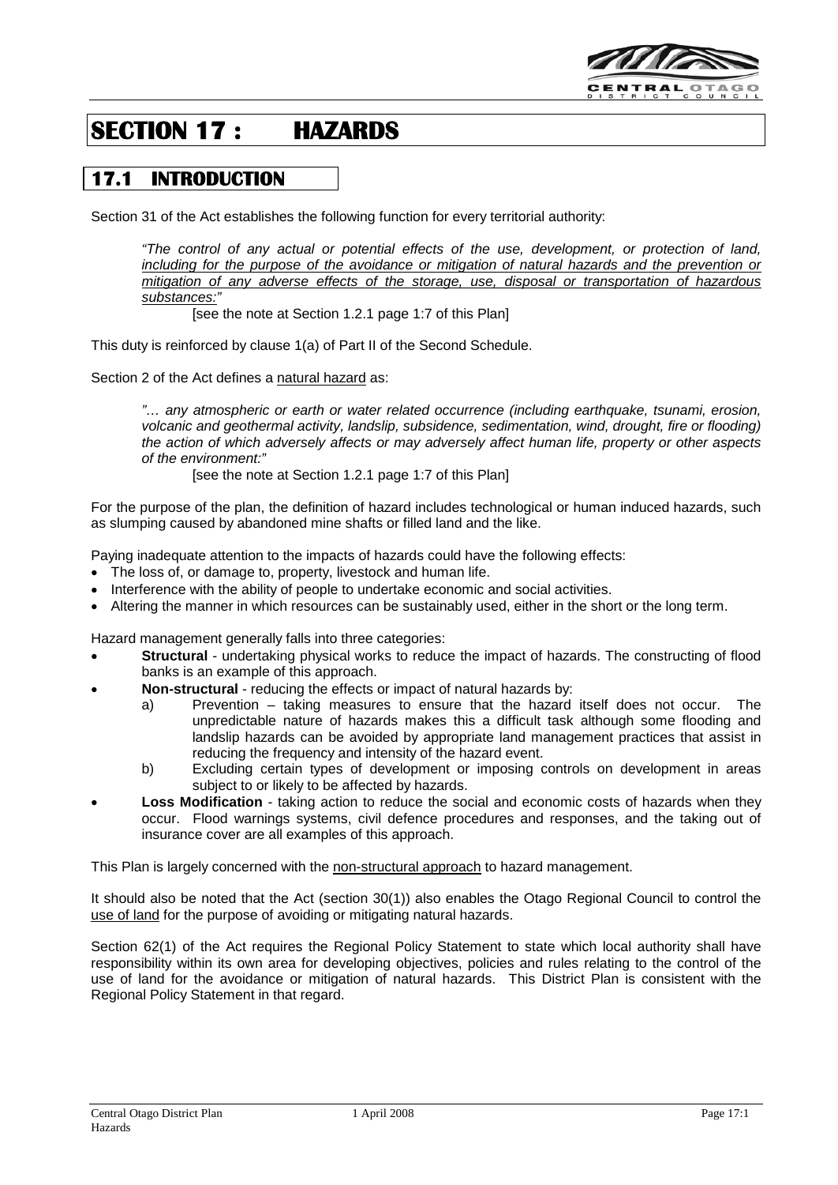# SECTION 17 : HAZARDS

## 17.1 INTRODUCTION

Section 31 of the Act establishes the following function for every territorial authority:

> *"The control of any actual or potential effects of the use, development, or protection of land, including for the purpose of the avoidance or mitigation of natural hazards and the prevention or mitigation of any adverse effects of the storage, use, disposal or transportation of hazardous substances:"*
>
> [see the note at Section 1.2.1 page 1:7 of this Plan]

This duty is reinforced by clause 1(a) of Part II of the Second Schedule.

Section 2 of the Act defines a natural hazard as:

> *"… any atmospheric or earth or water related occurrence (including earthquake, tsunami, erosion, volcanic and geothermal activity, landslip, subsidence, sedimentation, wind, drought, fire or flooding) the action of which adversely affects or may adversely affect human life, property or other aspects of the environment:"*
>
> [see the note at Section 1.2.1 page 1:7 of this Plan]

For the purpose of the plan, the definition of hazard includes technological or human induced hazards, such as slumping caused by abandoned mine shafts or filled land and the like.

Paying inadequate attention to the impacts of hazards could have the following effects:

- The loss of, or damage to, property, livestock and human life.
- Interference with the ability of people to undertake economic and social activities.
- Altering the manner in which resources can be sustainably used, either in the short or the long term.

Hazard management generally falls into three categories:

- **Structural** - undertaking physical works to reduce the impact of hazards. The constructing of flood banks is an example of this approach.
- **Non-structural** - reducing the effects or impact of natural hazards by:
  - a) Prevention – taking measures to ensure that the hazard itself does not occur. The unpredictable nature of hazards makes this a difficult task although some flooding and landslip hazards can be avoided by appropriate land management practices that assist in reducing the frequency and intensity of the hazard event.
  - b) Excluding certain types of development or imposing controls on development in areas subject to or likely to be affected by hazards.
- **Loss Modification** - taking action to reduce the social and economic costs of hazards when they occur. Flood warnings systems, civil defence procedures and responses, and the taking out of insurance cover are all examples of this approach.

This Plan is largely concerned with the non-structural approach to hazard management.

It should also be noted that the Act (section 30(1)) also enables the Otago Regional Council to control the use of land for the purpose of avoiding or mitigating natural hazards.

Section 62(1) of the Act requires the Regional Policy Statement to state which local authority shall have responsibility within its own area for developing objectives, policies and rules relating to the control of the use of land for the avoidance or mitigation of natural hazards. This District Plan is consistent with the Regional Policy Statement in that regard.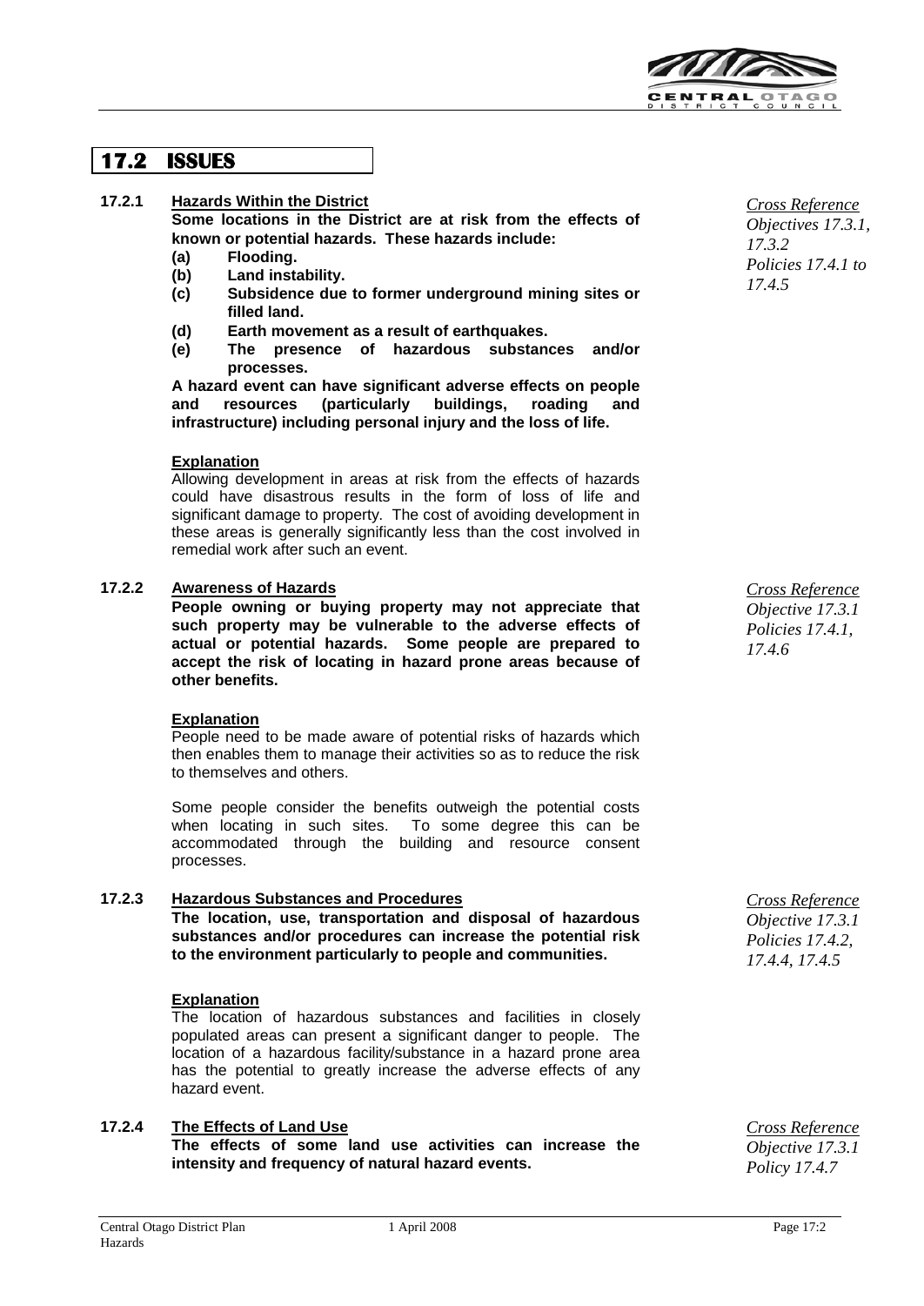## 17.2 ISSUES

### 17.2.1 Hazards Within the District

**Some locations in the District are at risk from the effects of known or potential hazards. These hazards include:**

- **(a) Flooding.**
- **(b) Land instability.**
- **(c) Subsidence due to former underground mining sites or filled land.**
- **(d) Earth movement as a result of earthquakes.**
- **(e) The presence of hazardous substances and/or processes.**

**A hazard event can have significant adverse effects on people and resources (particularly buildings, roading and infrastructure) including personal injury and the loss of life.**

*Cross Reference*
*Objectives 17.3.1, 17.3.2*
*Policies 17.4.1 to 17.4.5*

**Explanation**

Allowing development in areas at risk from the effects of hazards could have disastrous results in the form of loss of life and significant damage to property. The cost of avoiding development in these areas is generally significantly less than the cost involved in remedial work after such an event.

### 17.2.2 Awareness of Hazards

**People owning or buying property may not appreciate that such property may be vulnerable to the adverse effects of actual or potential hazards. Some people are prepared to accept the risk of locating in hazard prone areas because of other benefits.**

*Cross Reference*
*Objective 17.3.1*
*Policies 17.4.1, 17.4.6*

**Explanation**

People need to be made aware of potential risks of hazards which then enables them to manage their activities so as to reduce the risk to themselves and others.

Some people consider the benefits outweigh the potential costs when locating in such sites. To some degree this can be accommodated through the building and resource consent processes.

### 17.2.3 Hazardous Substances and Procedures

**The location, use, transportation and disposal of hazardous substances and/or procedures can increase the potential risk to the environment particularly to people and communities.**

*Cross Reference*
*Objective 17.3.1*
*Policies 17.4.2, 17.4.4, 17.4.5*

**Explanation**

The location of hazardous substances and facilities in closely populated areas can present a significant danger to people. The location of a hazardous facility/substance in a hazard prone area has the potential to greatly increase the adverse effects of any hazard event.

### 17.2.4 The Effects of Land Use

**The effects of some land use activities can increase the intensity and frequency of natural hazard events.**

*Cross Reference*
*Objective 17.3.1*
*Policy 17.4.7*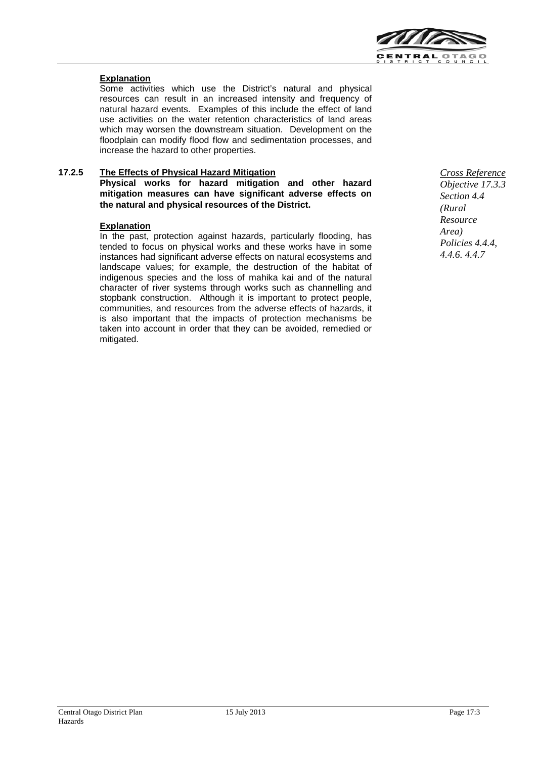**Explanation**

Some activities which use the District's natural and physical resources can result in an increased intensity and frequency of natural hazard events. Examples of this include the effect of land use activities on the water retention characteristics of land areas which may worsen the downstream situation. Development on the floodplain can modify flood flow and sedimentation processes, and increase the hazard to other properties.

### 17.2.5 The Effects of Physical Hazard Mitigation

**Physical works for hazard mitigation and other hazard mitigation measures can have significant adverse effects on the natural and physical resources of the District.**

*Cross Reference*
*Objective 17.3.3*
*Section 4.4 (Rural Resource Area)*
*Policies 4.4.4, 4.4.6. 4.4.7*

**Explanation**

In the past, protection against hazards, particularly flooding, has tended to focus on physical works and these works have in some instances had significant adverse effects on natural ecosystems and landscape values; for example, the destruction of the habitat of indigenous species and the loss of mahika kai and of the natural character of river systems through works such as channelling and stopbank construction. Although it is important to protect people, communities, and resources from the adverse effects of hazards, it is also important that the impacts of protection mechanisms be taken into account in order that they can be avoided, remedied or mitigated.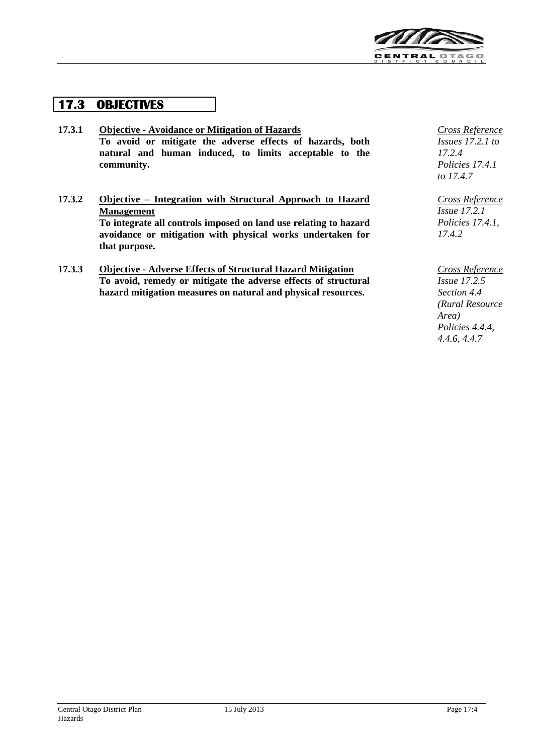## 17.3 OBJECTIVES

**17.3.1 <u>Objective - Avoidance or Mitigation of Hazards</u>**
**To avoid or mitigate the adverse effects of hazards, both natural and human induced, to limits acceptable to the community.**

*<u>Cross Reference</u>*
*Issues 17.2.1 to 17.2.4*
*Policies 17.4.1 to 17.4.7*

**17.3.2 <u>Objective – Integration with Structural Approach to Hazard Management</u>**
**To integrate all controls imposed on land use relating to hazard avoidance or mitigation with physical works undertaken for that purpose.**

*<u>Cross Reference</u>*
*Issue 17.2.1*
*Policies 17.4.1, 17.4.2*

**17.3.3 <u>Objective - Adverse Effects of Structural Hazard Mitigation</u>**
**To avoid, remedy or mitigate the adverse effects of structural hazard mitigation measures on natural and physical resources.**

*<u>Cross Reference</u>*
*Issue 17.2.5*
*Section 4.4 (Rural Resource Area)*
*Policies 4.4.4, 4.4.6, 4.4.7*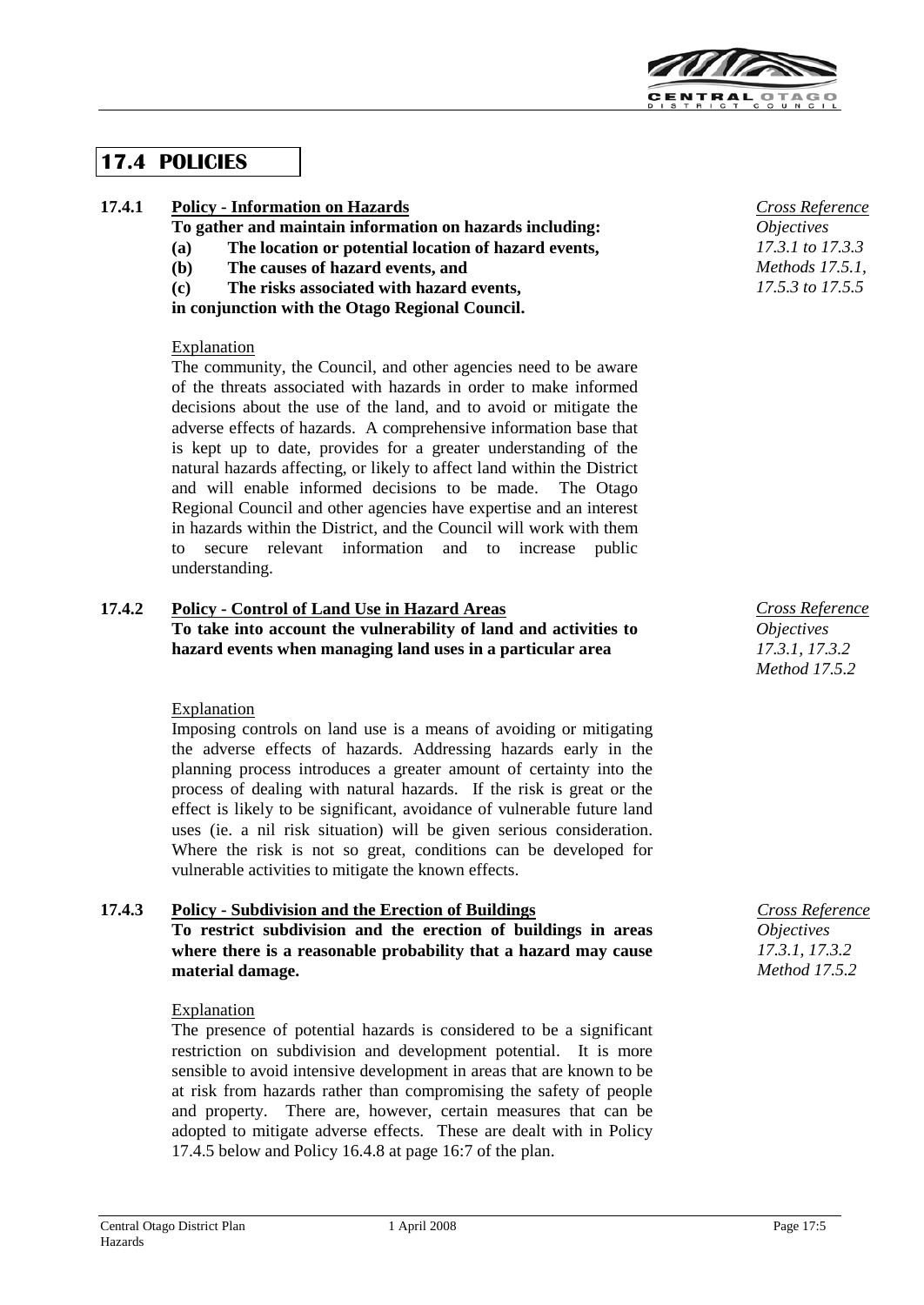## 17.4 POLICIES

### 17.4.1 Policy - Information on Hazards

*Cross Reference*
*Objectives 17.3.1 to 17.3.3*
*Methods 17.5.1, 17.5.3 to 17.5.5*

**To gather and maintain information on hazards including:**

**(a) The location or potential location of hazard events,**

**(b) The causes of hazard events, and**

**(c) The risks associated with hazard events,**

**in conjunction with the Otago Regional Council.**

Explanation

The community, the Council, and other agencies need to be aware of the threats associated with hazards in order to make informed decisions about the use of the land, and to avoid or mitigate the adverse effects of hazards. A comprehensive information base that is kept up to date, provides for a greater understanding of the natural hazards affecting, or likely to affect land within the District and will enable informed decisions to be made. The Otago Regional Council and other agencies have expertise and an interest in hazards within the District, and the Council will work with them to secure relevant information and to increase public understanding.

### 17.4.2 Policy - Control of Land Use in Hazard Areas

*Cross Reference*
*Objectives 17.3.1, 17.3.2*
*Method 17.5.2*

**To take into account the vulnerability of land and activities to hazard events when managing land uses in a particular area**

Explanation

Imposing controls on land use is a means of avoiding or mitigating the adverse effects of hazards. Addressing hazards early in the planning process introduces a greater amount of certainty into the process of dealing with natural hazards. If the risk is great or the effect is likely to be significant, avoidance of vulnerable future land uses (ie. a nil risk situation) will be given serious consideration. Where the risk is not so great, conditions can be developed for vulnerable activities to mitigate the known effects.

### 17.4.3 Policy - Subdivision and the Erection of Buildings

*Cross Reference*
*Objectives 17.3.1, 17.3.2*
*Method 17.5.2*

**To restrict subdivision and the erection of buildings in areas where there is a reasonable probability that a hazard may cause material damage.**

Explanation

The presence of potential hazards is considered to be a significant restriction on subdivision and development potential. It is more sensible to avoid intensive development in areas that are known to be at risk from hazards rather than compromising the safety of people and property. There are, however, certain measures that can be adopted to mitigate adverse effects. These are dealt with in Policy 17.4.5 below and Policy 16.4.8 at page 16:7 of the plan.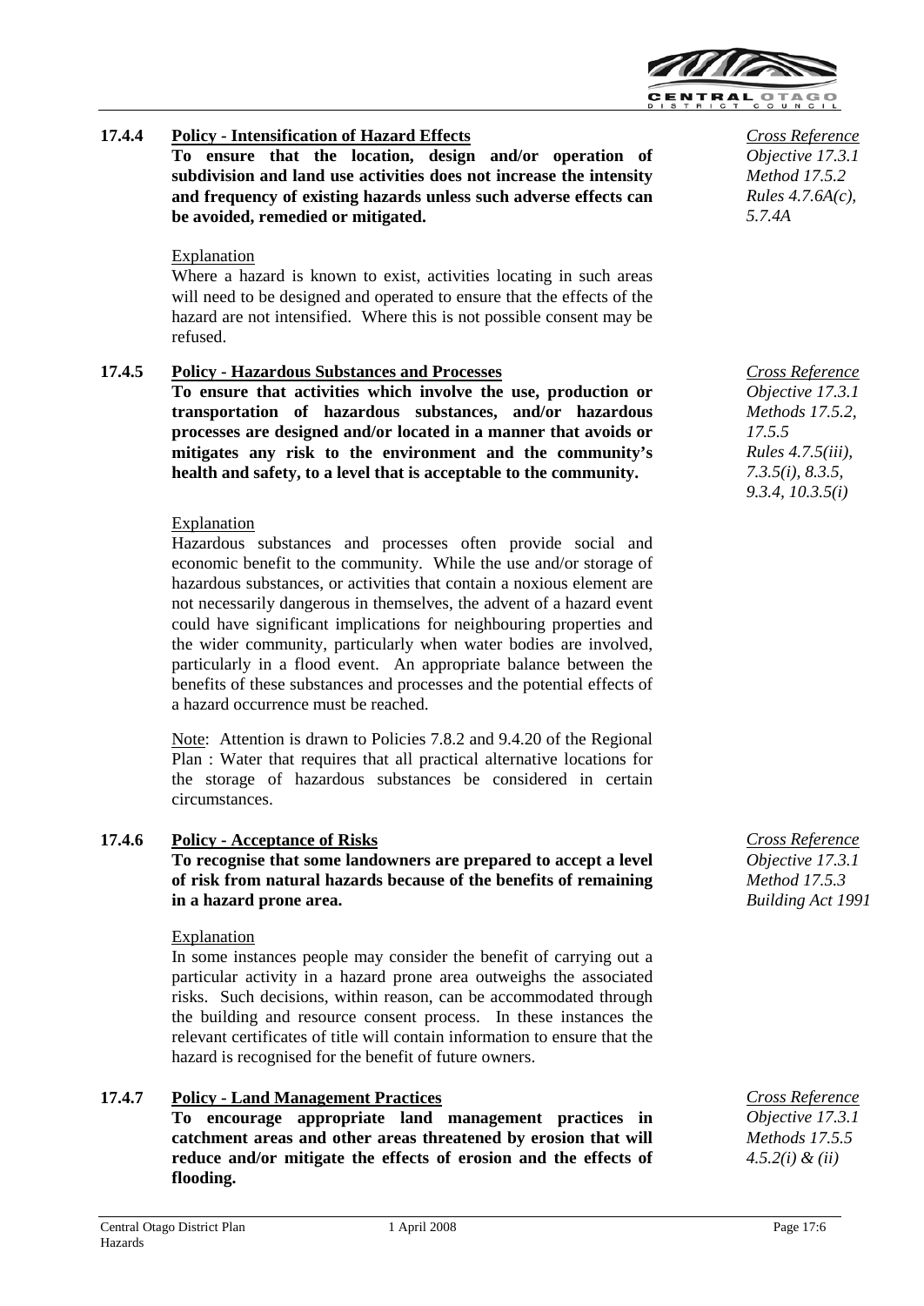### 17.4.4 Policy - Intensification of Hazard Effects

**To ensure that the location, design and/or operation of subdivision and land use activities does not increase the intensity and frequency of existing hazards unless such adverse effects can be avoided, remedied or mitigated.**

*Cross Reference*
*Objective 17.3.1*
*Method 17.5.2*
*Rules 4.7.6A(c), 5.7.4A*

Explanation

Where a hazard is known to exist, activities locating in such areas will need to be designed and operated to ensure that the effects of the hazard are not intensified. Where this is not possible consent may be refused.

### 17.4.5 Policy - Hazardous Substances and Processes

**To ensure that activities which involve the use, production or transportation of hazardous substances, and/or hazardous processes are designed and/or located in a manner that avoids or mitigates any risk to the environment and the community's health and safety, to a level that is acceptable to the community.**

*Cross Reference*
*Objective 17.3.1*
*Methods 17.5.2, 17.5.5*
*Rules 4.7.5(iii), 7.3.5(i), 8.3.5, 9.3.4, 10.3.5(i)*

Explanation

Hazardous substances and processes often provide social and economic benefit to the community. While the use and/or storage of hazardous substances, or activities that contain a noxious element are not necessarily dangerous in themselves, the advent of a hazard event could have significant implications for neighbouring properties and the wider community, particularly when water bodies are involved, particularly in a flood event. An appropriate balance between the benefits of these substances and processes and the potential effects of a hazard occurrence must be reached.

Note: Attention is drawn to Policies 7.8.2 and 9.4.20 of the Regional Plan : Water that requires that all practical alternative locations for the storage of hazardous substances be considered in certain circumstances.

### 17.4.6 Policy - Acceptance of Risks

**To recognise that some landowners are prepared to accept a level of risk from natural hazards because of the benefits of remaining in a hazard prone area.**

*Cross Reference*
*Objective 17.3.1*
*Method 17.5.3*
*Building Act 1991*

Explanation

In some instances people may consider the benefit of carrying out a particular activity in a hazard prone area outweighs the associated risks. Such decisions, within reason, can be accommodated through the building and resource consent process. In these instances the relevant certificates of title will contain information to ensure that the hazard is recognised for the benefit of future owners.

### 17.4.7 Policy - Land Management Practices

**To encourage appropriate land management practices in catchment areas and other areas threatened by erosion that will reduce and/or mitigate the effects of erosion and the effects of flooding.**

*Cross Reference*
*Objective 17.3.1*
*Methods 17.5.5*
*4.5.2(i) & (ii)*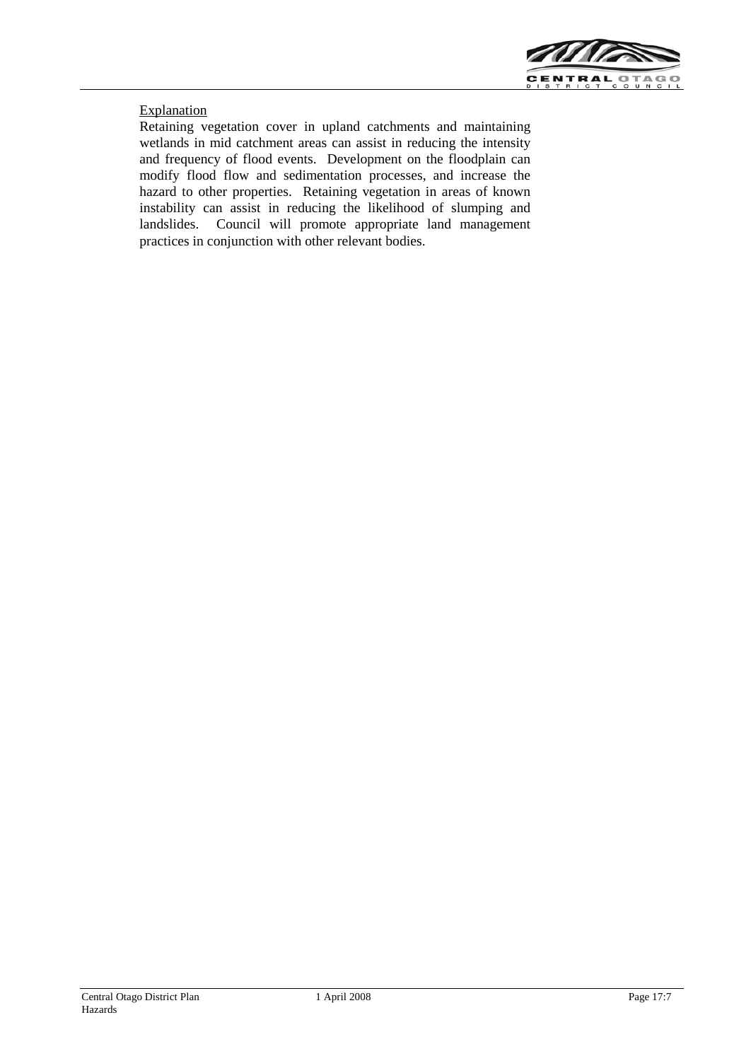Explanation

Retaining vegetation cover in upland catchments and maintaining wetlands in mid catchment areas can assist in reducing the intensity and frequency of flood events. Development on the floodplain can modify flood flow and sedimentation processes, and increase the hazard to other properties. Retaining vegetation in areas of known instability can assist in reducing the likelihood of slumping and landslides. Council will promote appropriate land management practices in conjunction with other relevant bodies.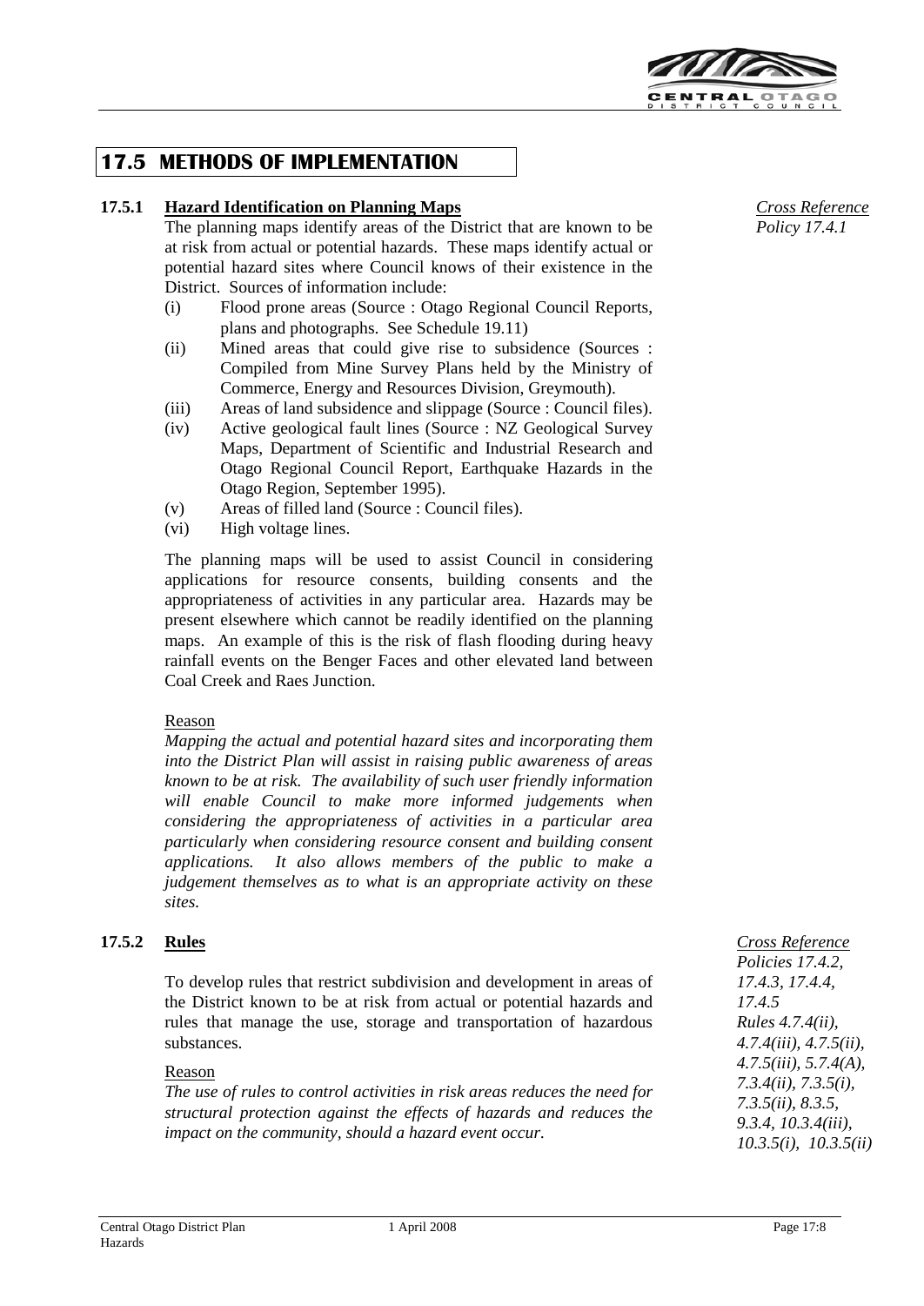## 17.5 METHODS OF IMPLEMENTATION

### 17.5.1 Hazard Identification on Planning Maps

*Cross Reference Policy 17.4.1*

The planning maps identify areas of the District that are known to be at risk from actual or potential hazards. These maps identify actual or potential hazard sites where Council knows of their existence in the District. Sources of information include:

(i) Flood prone areas (Source : Otago Regional Council Reports, plans and photographs. See Schedule 19.11)

(ii) Mined areas that could give rise to subsidence (Sources : Compiled from Mine Survey Plans held by the Ministry of Commerce, Energy and Resources Division, Greymouth).

(iii) Areas of land subsidence and slippage (Source : Council files).

(iv) Active geological fault lines (Source : NZ Geological Survey Maps, Department of Scientific and Industrial Research and Otago Regional Council Report, Earthquake Hazards in the Otago Region, September 1995).

(v) Areas of filled land (Source : Council files).

(vi) High voltage lines.

The planning maps will be used to assist Council in considering applications for resource consents, building consents and the appropriateness of activities in any particular area. Hazards may be present elsewhere which cannot be readily identified on the planning maps. An example of this is the risk of flash flooding during heavy rainfall events on the Benger Faces and other elevated land between Coal Creek and Raes Junction.

Reason

*Mapping the actual and potential hazard sites and incorporating them into the District Plan will assist in raising public awareness of areas known to be at risk. The availability of such user friendly information will enable Council to make more informed judgements when considering the appropriateness of activities in a particular area particularly when considering resource consent and building consent applications. It also allows members of the public to make a judgement themselves as to what is an appropriate activity on these sites.*

### 17.5.2 Rules

*Cross Reference Policies 17.4.2, 17.4.3, 17.4.4, 17.4.5 Rules 4.7.4(ii), 4.7.4(iii), 4.7.5(ii), 4.7.5(iii), 5.7.4(A), 7.3.4(ii), 7.3.5(i), 7.3.5(ii), 8.3.5, 9.3.4, 10.3.4(iii), 10.3.5(i), 10.3.5(ii)*

To develop rules that restrict subdivision and development in areas of the District known to be at risk from actual or potential hazards and rules that manage the use, storage and transportation of hazardous substances.

Reason

*The use of rules to control activities in risk areas reduces the need for structural protection against the effects of hazards and reduces the impact on the community, should a hazard event occur.*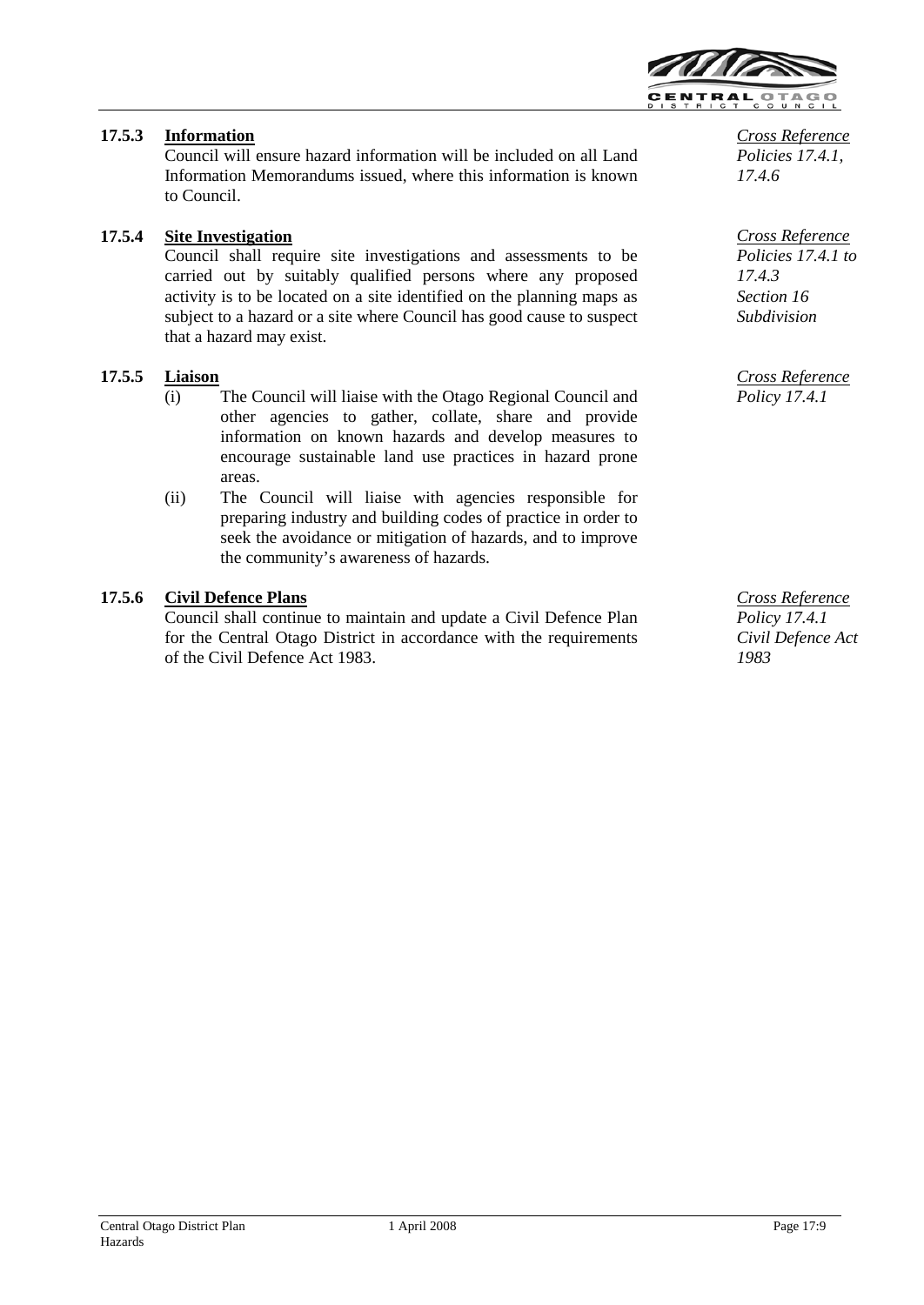### 17.5.3 **Information**

Council will ensure hazard information will be included on all Land Information Memorandums issued, where this information is known to Council.

*Cross Reference*
*Policies 17.4.1, 17.4.6*

### 17.5.4 **Site Investigation**

Council shall require site investigations and assessments to be carried out by suitably qualified persons where any proposed activity is to be located on a site identified on the planning maps as subject to a hazard or a site where Council has good cause to suspect that a hazard may exist.

*Cross Reference*
*Policies 17.4.1 to 17.4.3*
*Section 16 Subdivision*

### 17.5.5 **Liaison**

(i) The Council will liaise with the Otago Regional Council and other agencies to gather, collate, share and provide information on known hazards and develop measures to encourage sustainable land use practices in hazard prone areas.

(ii) The Council will liaise with agencies responsible for preparing industry and building codes of practice in order to seek the avoidance or mitigation of hazards, and to improve the community's awareness of hazards.

*Cross Reference*
*Policy 17.4.1*

### 17.5.6 **Civil Defence Plans**

Council shall continue to maintain and update a Civil Defence Plan for the Central Otago District in accordance with the requirements of the Civil Defence Act 1983.

*Cross Reference*
*Policy 17.4.1*
*Civil Defence Act 1983*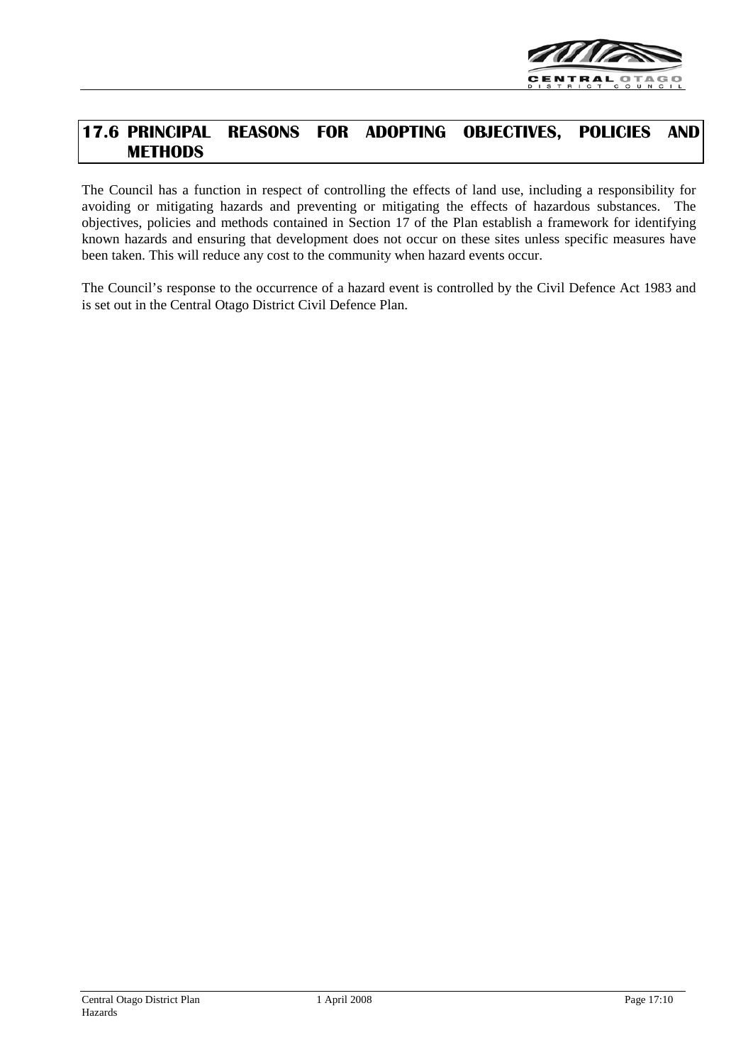## 17.6 PRINCIPAL REASONS FOR ADOPTING OBJECTIVES, POLICIES AND METHODS

The Council has a function in respect of controlling the effects of land use, including a responsibility for avoiding or mitigating hazards and preventing or mitigating the effects of hazardous substances. The objectives, policies and methods contained in Section 17 of the Plan establish a framework for identifying known hazards and ensuring that development does not occur on these sites unless specific measures have been taken. This will reduce any cost to the community when hazard events occur.

The Council's response to the occurrence of a hazard event is controlled by the Civil Defence Act 1983 and is set out in the Central Otago District Civil Defence Plan.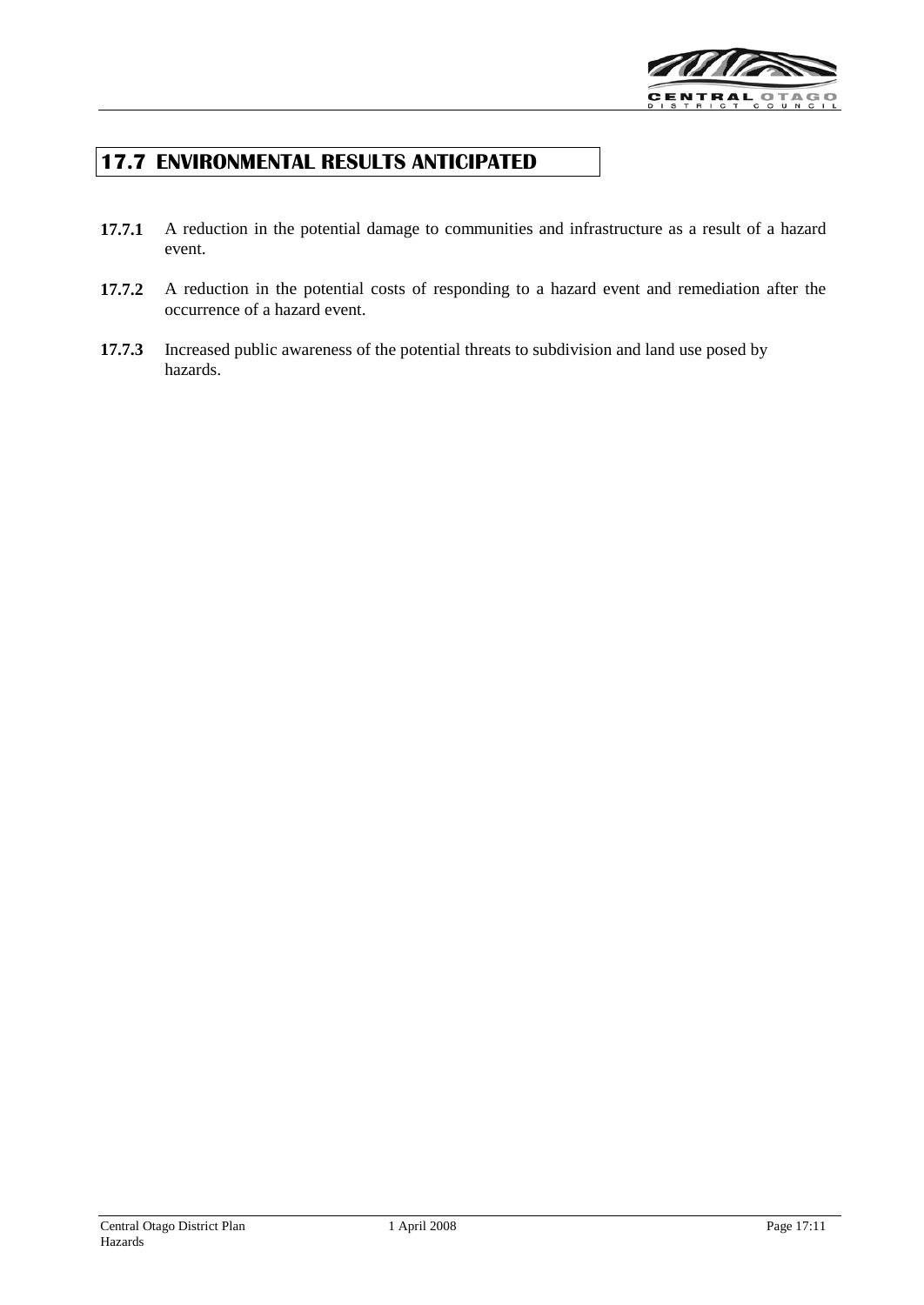## 17.7 ENVIRONMENTAL RESULTS ANTICIPATED

**17.7.1** A reduction in the potential damage to communities and infrastructure as a result of a hazard event.

**17.7.2** A reduction in the potential costs of responding to a hazard event and remediation after the occurrence of a hazard event.

**17.7.3** Increased public awareness of the potential threats to subdivision and land use posed by hazards.